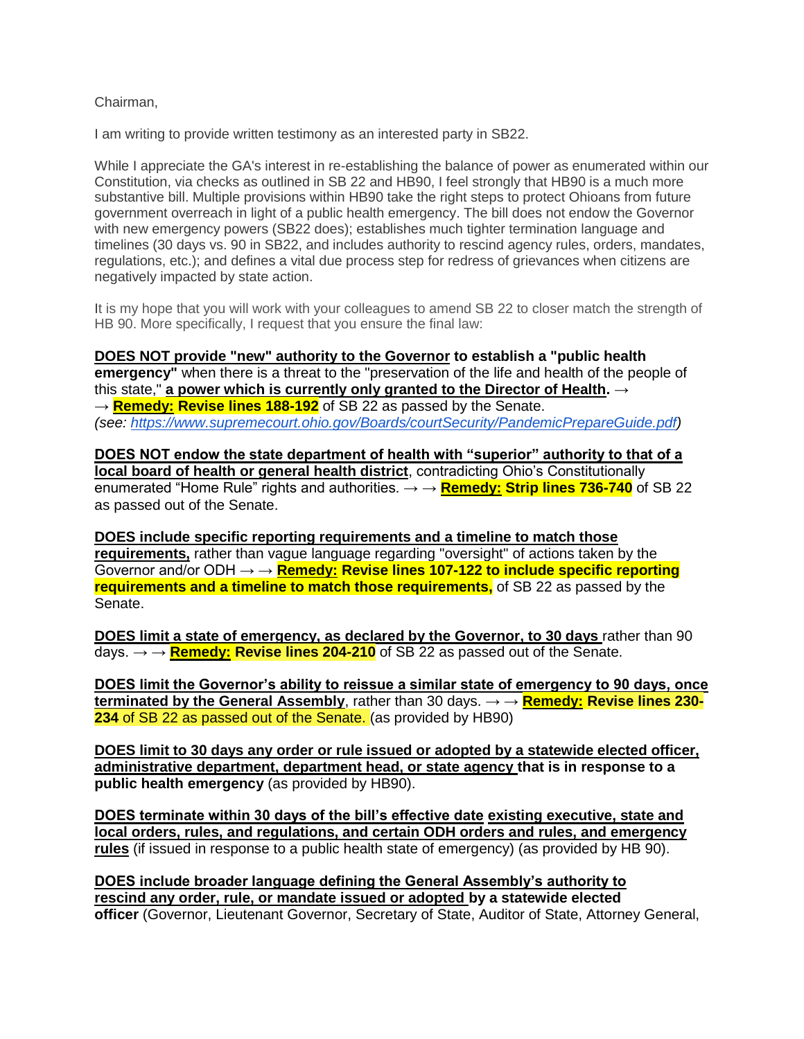Chairman,

I am writing to provide written testimony as an interested party in SB22.

While I appreciate the GA's interest in re-establishing the balance of power as enumerated within our Constitution, via checks as outlined in SB 22 and HB90, I feel strongly that HB90 is a much more substantive bill. Multiple provisions within HB90 take the right steps to protect Ohioans from future government overreach in light of a public health emergency. The bill does not endow the Governor with new emergency powers (SB22 does); establishes much tighter termination language and timelines (30 days vs. 90 in SB22, and includes authority to rescind agency rules, orders, mandates, regulations, etc.); and defines a vital due process step for redress of grievances when citizens are negatively impacted by state action.

It is my hope that you will work with your colleagues to amend SB 22 to closer match the strength of HB 90. More specifically, I request that you ensure the final law:

**DOES NOT provide "new" authority to the Governor to establish a "public health emergency"** when there is a threat to the "preservation of the life and health of the people of this state," **a power which is currently only granted to the Director of Health.** → → **Remedy: Revise lines 188-192** of SB 22 as passed by the Senate. *(see: https://www.supremecourt.ohio.gov/Boards/courtSecurity/PandemicPrepareGuide.pdf)*

**DOES NOT endow the state department of health with "superior" authority to that of a local board of health or general health district**, contradicting Ohio's Constitutionally enumerated "Home Rule" rights and authorities. → → **Remedy: Strip lines 736-740** of SB 22 as passed out of the Senate.

**DOES include specific reporting requirements and a timeline to match those requirements,** rather than vague language regarding "oversight" of actions taken by the Governor and/or ODH → → **Remedy: Revise lines 107-122 to include specific reporting requirements and a timeline to match those requirements,** of SB 22 as passed by the Senate.

**DOES limit a state of emergency, as declared by the Governor, to 30 days** rather than 90 days. → → **Remedy: Revise lines 204-210** of SB 22 as passed out of the Senate.

**DOES limit the Governor's ability to reissue a similar state of emergency to 90 days, once terminated by the General Assembly**, rather than 30 days. → → **Remedy: Revise lines 230-234** of SB 22 as passed out of the Senate. (as provided by HB90)

**DOES limit to 30 days any order or rule issued or adopted by a statewide elected officer, administrative department, department head, or state agency that is in response to a public health emergency** (as provided by HB90).

**DOES terminate within 30 days of the bill's effective date existing executive, state and local orders, rules, and regulations, and certain ODH orders and rules, and emergency rules** (if issued in response to a public health state of emergency) (as provided by HB 90).

**DOES include broader language defining the General Assembly's authority to rescind any order, rule, or mandate issued or adopted by a statewide elected officer** (Governor, Lieutenant Governor, Secretary of State, Auditor of State, Attorney General,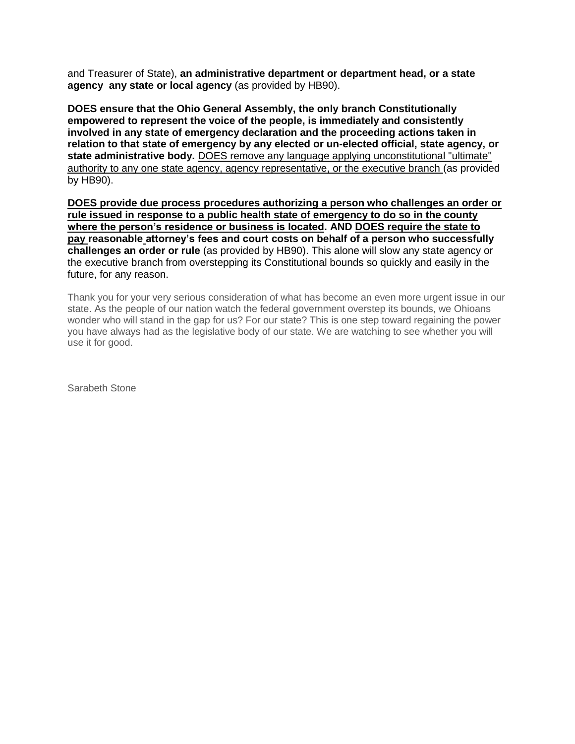and Treasurer of State), **an administrative department or department head, or a state agency any state or local agency** (as provided by HB90).

**DOES ensure that the Ohio General Assembly, the only branch Constitutionally empowered to represent the voice of the people, is immediately and consistently involved in any state of emergency declaration and the proceeding actions taken in relation to that state of emergency by any elected or un-elected official, state agency, or state administrative body.** <u>DOES remove any language applying unconstitutional "ultimate" authority to any one state agency, agency representative, or the executive branch</u> (as provided by HB90).

**<u>DOES provide due process procedures authorizing a person who challenges an order or rule issued in response to a public health state of emergency to do so in the county where the person's residence or business is located</u>. AND <u>DOES require the state to pay</u> reasonable attorney's fees and court costs on behalf of a person who successfully challenges an order or rule** (as provided by HB90). This alone will slow any state agency or the executive branch from overstepping its Constitutional bounds so quickly and easily in the future, for any reason.

Thank you for your very serious consideration of what has become an even more urgent issue in our state. As the people of our nation watch the federal government overstep its bounds, we Ohioans wonder who will stand in the gap for us? For our state? This is one step toward regaining the power you have always had as the legislative body of our state. We are watching to see whether you will use it for good.

Sarabeth Stone